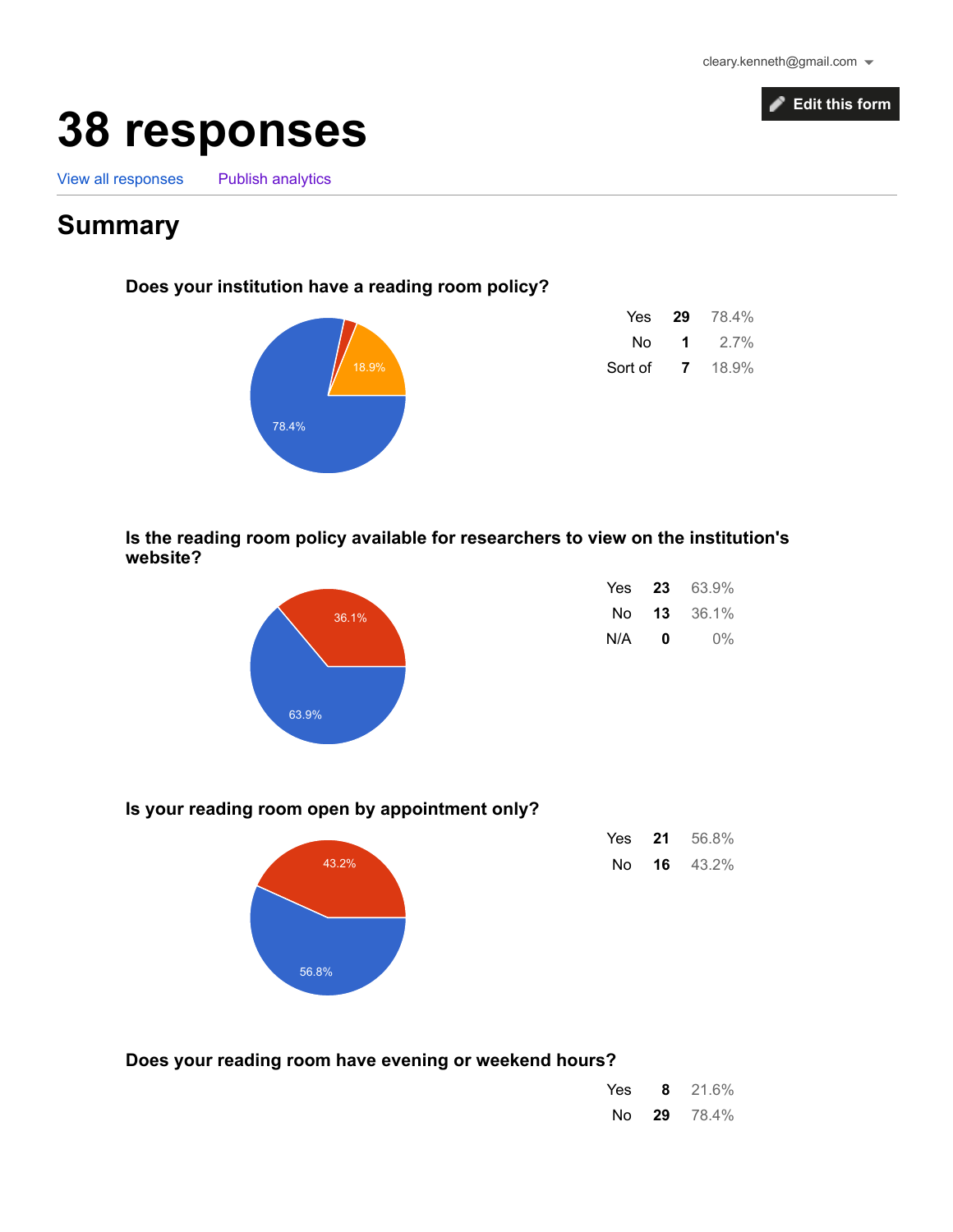cleary.kenneth@gmail.com

Edit this form

# 38 responses

View all responses Publish analytics

## Summary

### Does your institution have a reading room policy?

18.9%
78.4%

| | | |
|---|---|---|
| Yes | 29 | 78.4% |
| No | 1 | 2.7% |
| Sort of | 7 | 18.9% |

### Is the reading room policy available for researchers to view on the institution's website?

36.1%
63.9%

| | | |
|---|---|---|
| Yes | 23 | 63.9% |
| No | 13 | 36.1% |
| N/A | 0 | 0% |

### Is your reading room open by appointment only?

43.2%
56.8%

| | | |
|---|---|---|
| Yes | 21 | 56.8% |
| No | 16 | 43.2% |

### Does your reading room have evening or weekend hours?

| | | |
|---|---|---|
| Yes | 8 | 21.6% |
| No | 29 | 78.4% |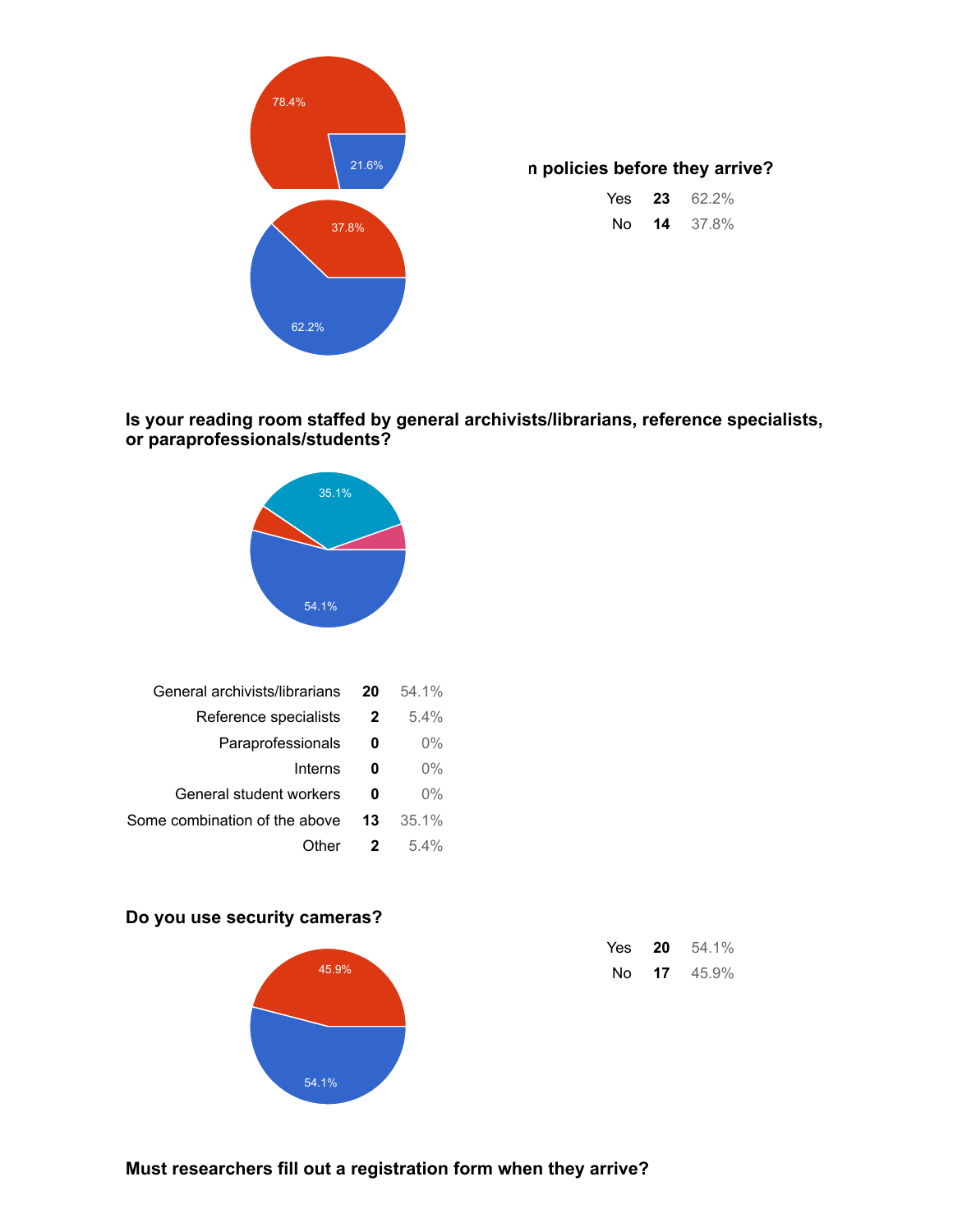78.4%

21.6%

### n policies before they arrive?

37.8%

62.2%

Yes **23** 62.2%

No **14** 37.8%

### Is your reading room staffed by general archivists/librarians, reference specialists, or paraprofessionals/students?

35.1%

54.1%

General archivists/librarians **20** 54.1%

Reference specialists **2** 5.4%

Paraprofessionals **0** 0%

Interns **0** 0%

General student workers **0** 0%

Some combination of the above **13** 35.1%

Other **2** 5.4%

### Do you use security cameras?

45.9%

54.1%

Yes **20** 54.1%

No **17** 45.9%

### Must researchers fill out a registration form when they arrive?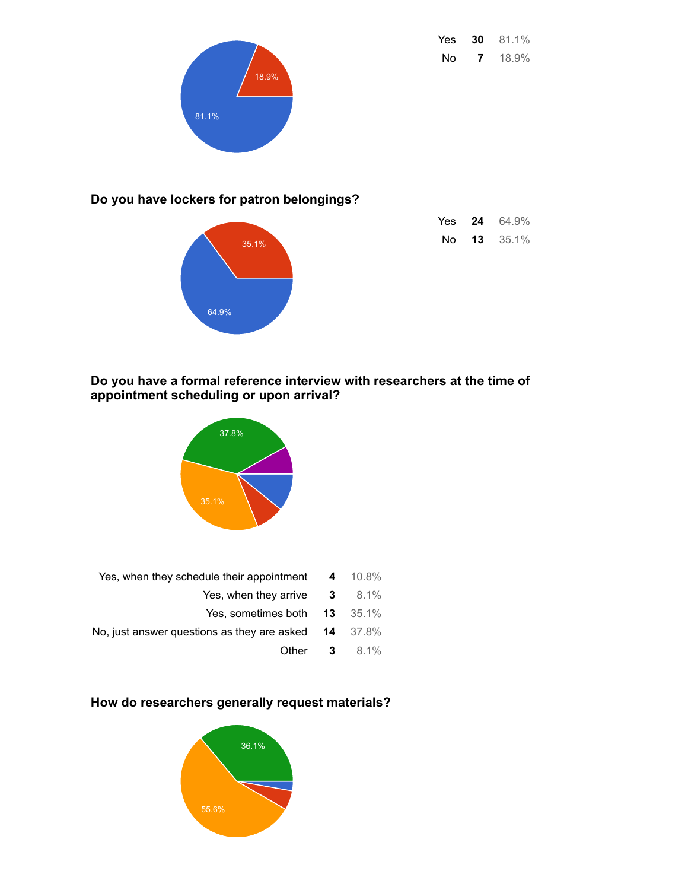81.1%

18.9%

Yes 30 81.1%

No 7 18.9%

**Do you have lockers for patron belongings?**

35.1%

64.9%

Yes 24 64.9%

No 13 35.1%

**Do you have a formal reference interview with researchers at the time of appointment scheduling or upon arrival?**

37.8%

35.1%

Yes, when they schedule their appointment 4 10.8%

Yes, when they arrive 3 8.1%

Yes, sometimes both 13 35.1%

No, just answer questions as they are asked 14 37.8%

Other 3 8.1%

**How do researchers generally request materials?**

36.1%

55.6%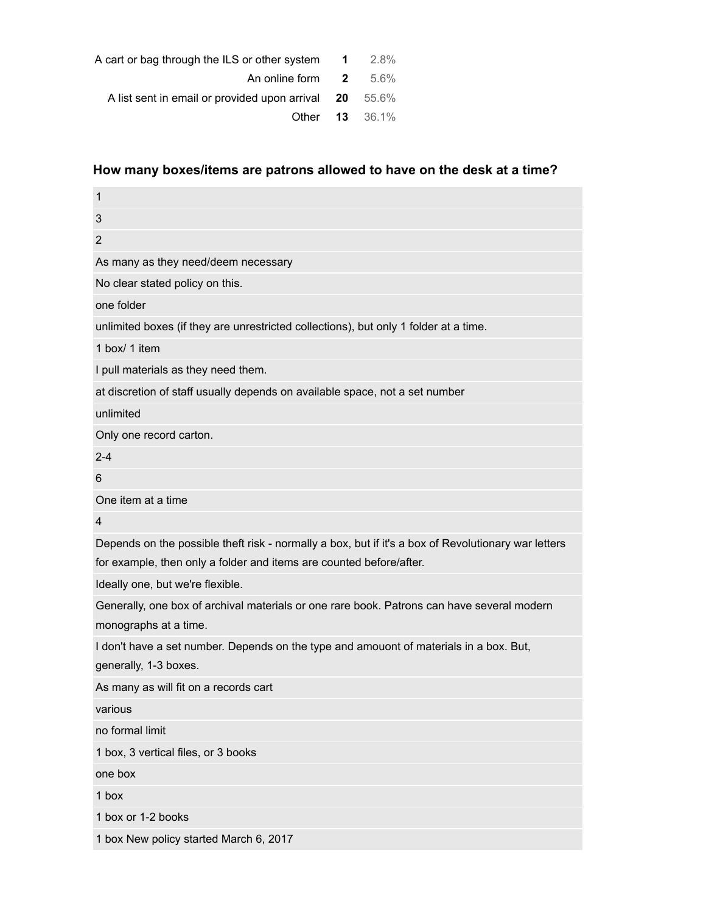| | | |
|---|---|---|
| A cart or bag through the ILS or other system | **1** | 2.8% |
| An online form | **2** | 5.6% |
| A list sent in email or provided upon arrival | **20** | 55.6% |
| Other | **13** | 36.1% |

### How many boxes/items are patrons allowed to have on the desk at a time?

| |
|---|
| 1 |
| 3 |
| 2 |
| As many as they need/deem necessary |
| No clear stated policy on this. |
| one folder |
| unlimited boxes (if they are unrestricted collections), but only 1 folder at a time. |
| 1 box/ 1 item |
| I pull materials as they need them. |
| at discretion of staff usually depends on available space, not a set number |
| unlimited |
| Only one record carton. |
| 2-4 |
| 6 |
| One item at a time |
| 4 |
| Depends on the possible theft risk - normally a box, but if it's a box of Revolutionary war letters for example, then only a folder and items are counted before/after. |
| Ideally one, but we're flexible. |
| Generally, one box of archival materials or one rare book. Patrons can have several modern monographs at a time. |
| I don't have a set number. Depends on the type and amouont of materials in a box. But, generally, 1-3 boxes. |
| As many as will fit on a records cart |
| various |
| no formal limit |
| 1 box, 3 vertical files, or 3 books |
| one box |
| 1 box |
| 1 box or 1-2 books |
| 1 box New policy started March 6, 2017 |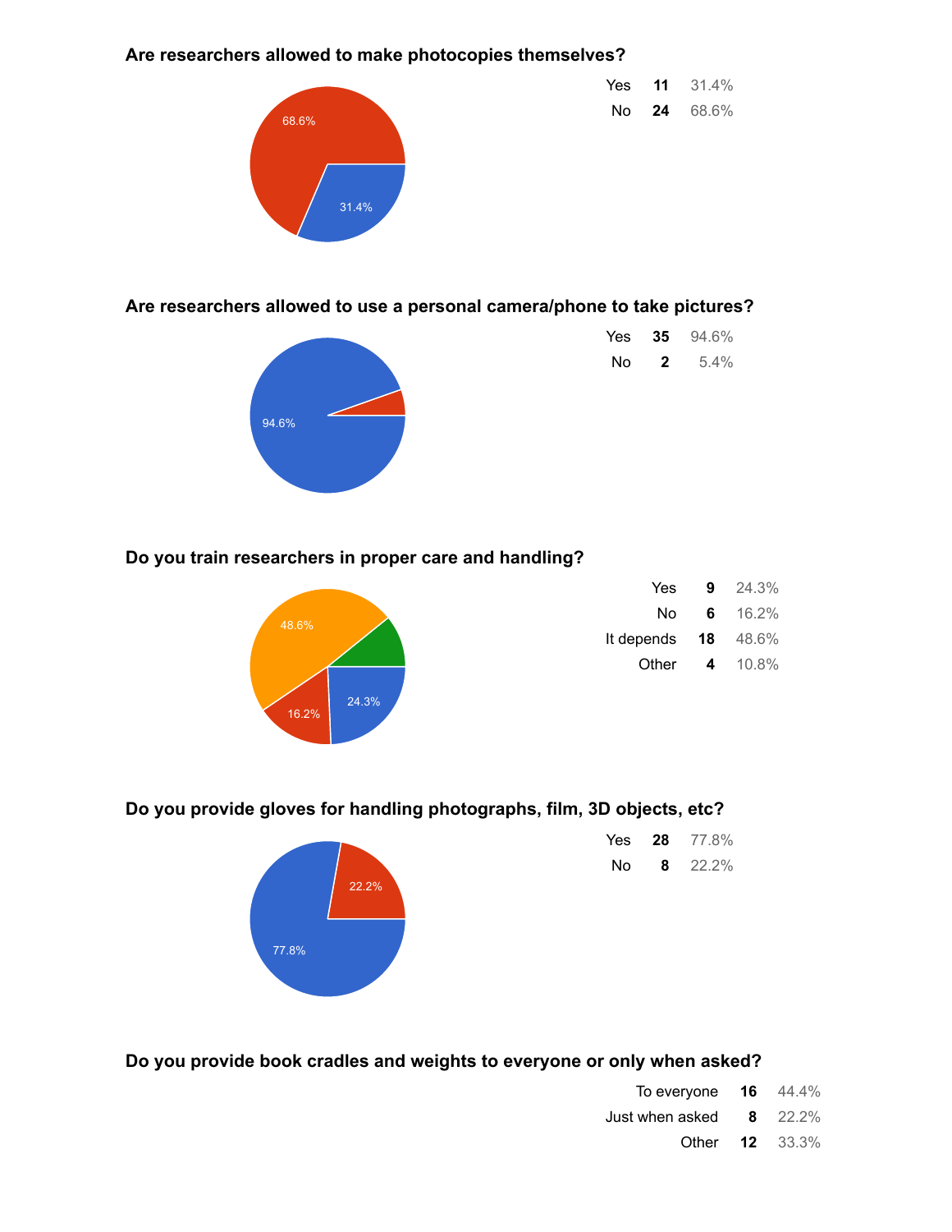**Are researchers allowed to make photocopies themselves?**

68.6%
31.4%

Yes 11 31.4%
No 24 68.6%

**Are researchers allowed to use a personal camera/phone to take pictures?**

94.6%

Yes 35 94.6%
No 2 5.4%

**Do you train researchers in proper care and handling?**

48.6%
16.2%
24.3%

Yes 9 24.3%
No 6 16.2%
It depends 18 48.6%
Other 4 10.8%

**Do you provide gloves for handling photographs, film, 3D objects, etc?**

22.2%
77.8%

Yes 28 77.8%
No 8 22.2%

**Do you provide book cradles and weights to everyone or only when asked?**

To everyone 16 44.4%
Just when asked 8 22.2%
Other 12 33.3%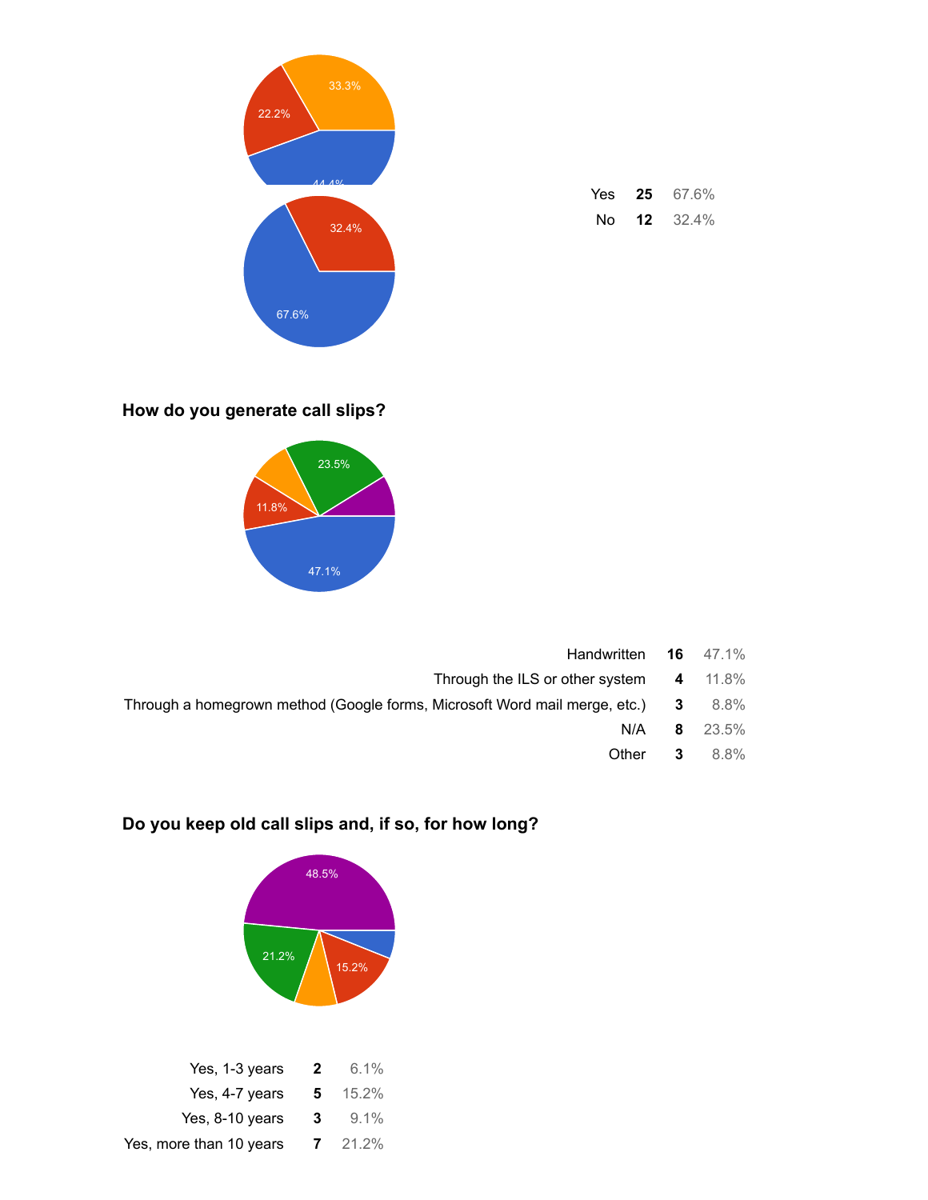33.3%
22.2%
44.4%

32.4%
67.6%

| | | |
|---|---|---|
| Yes | 25 | 67.6% |
| No | 12 | 32.4% |

**How do you generate call slips?**

23.5%
11.8%
47.1%

| | | |
|---|---|---|
| Handwritten | 16 | 47.1% |
| Through the ILS or other system | 4 | 11.8% |
| Through a homegrown method (Google forms, Microsoft Word mail merge, etc.) | 3 | 8.8% |
| N/A | 8 | 23.5% |
| Other | 3 | 8.8% |

**Do you keep old call slips and, if so, for how long?**

48.5%
21.2%
15.2%

| | | |
|---|---|---|
| Yes, 1-3 years | 2 | 6.1% |
| Yes, 4-7 years | 5 | 15.2% |
| Yes, 8-10 years | 3 | 9.1% |
| Yes, more than 10 years | 7 | 21.2% |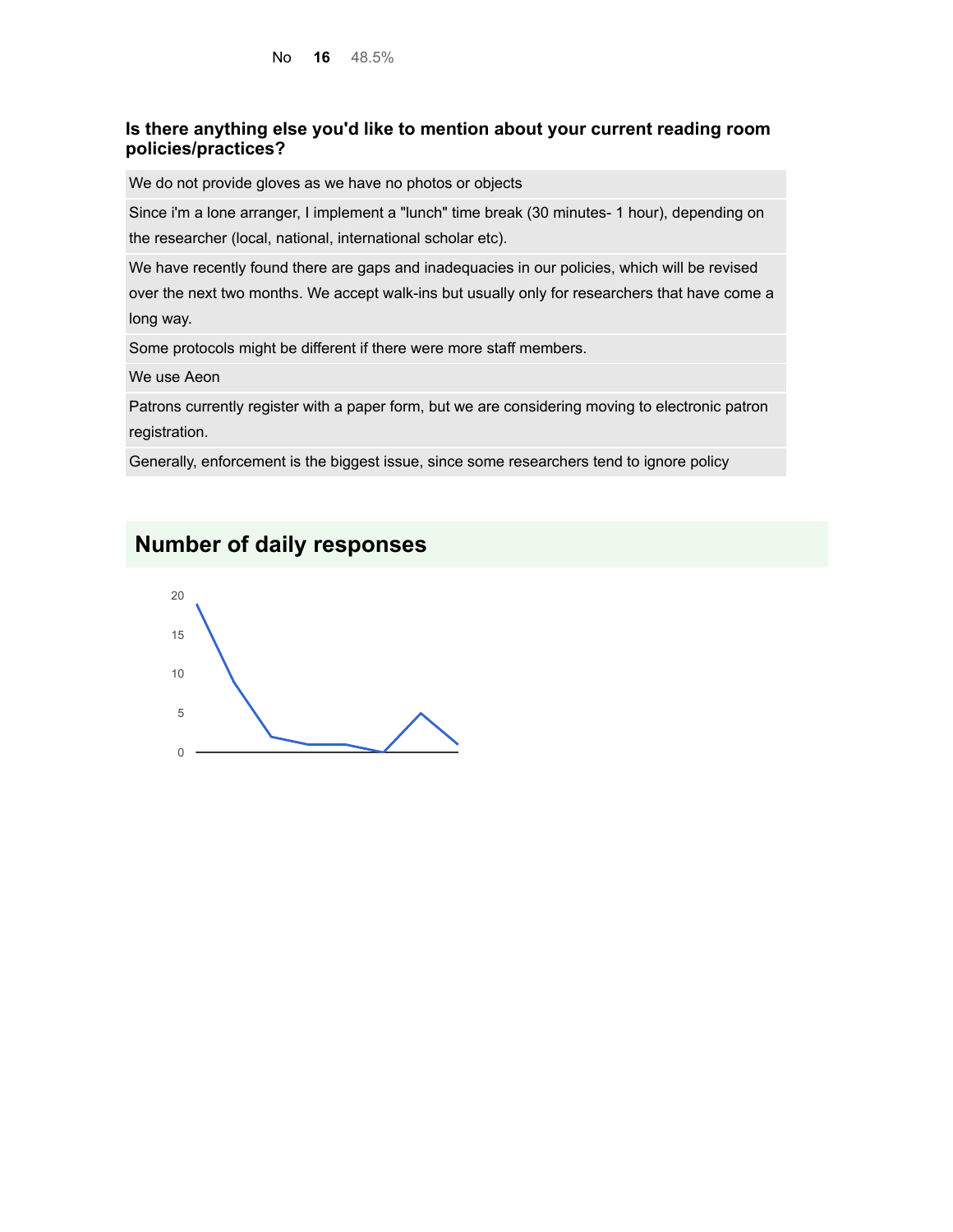No **16** 48.5%

### Is there anything else you'd like to mention about your current reading room policies/practices?

| |
|---|
| We do not provide gloves as we have no photos or objects |
| Since i'm a lone arranger, I implement a "lunch" time break (30 minutes- 1 hour), depending on the researcher (local, national, international scholar etc). |
| We have recently found there are gaps and inadequacies in our policies, which will be revised over the next two months. We accept walk-ins but usually only for researchers that have come a long way. |
| Some protocols might be different if there were more staff members. |
| We use Aeon |
| Patrons currently register with a paper form, but we are considering moving to electronic patron registration. |
| Generally, enforcement is the biggest issue, since some researchers tend to ignore policy |

## Number of daily responses

20
15
10
5
0